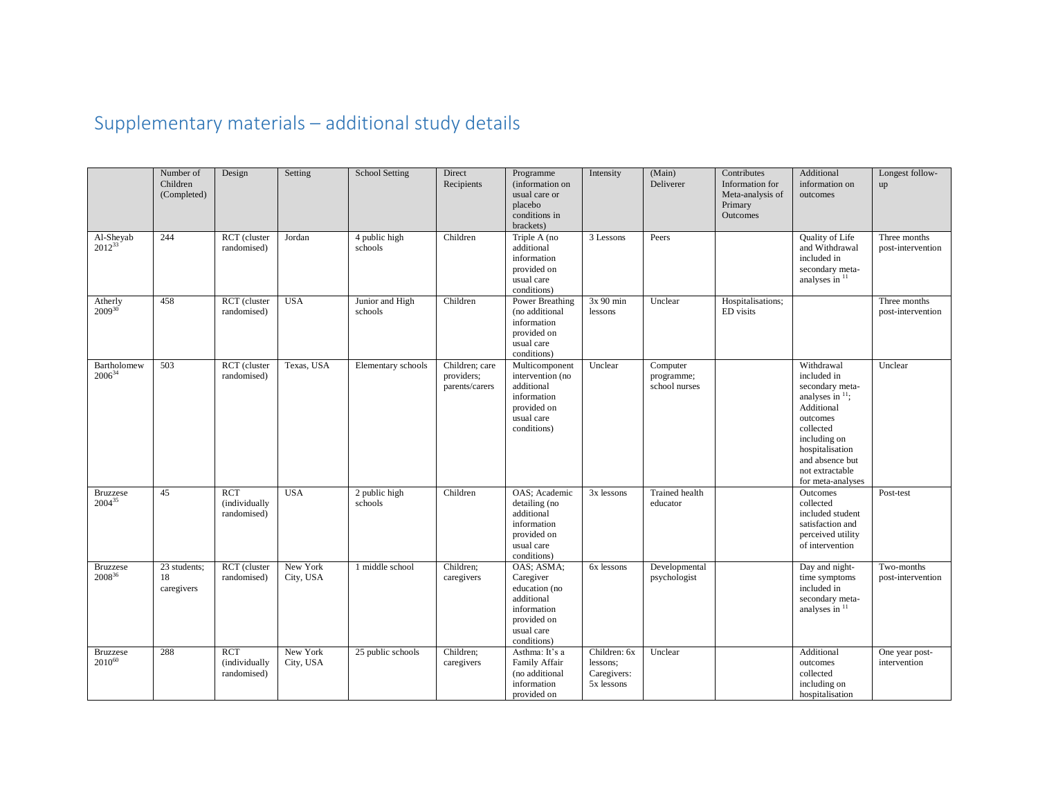# Supplementary materials – additional study details

| | Number of Children (Completed) | Design | Setting | School Setting | Direct Recipients | Programme (information on usual care or placebo conditions in brackets) | Intensity | (Main) Deliverer | Contributes Information for Meta-analysis of Primary Outcomes | Additional information on outcomes | Longest follow-up |
|---|---|---|---|---|---|---|---|---|---|---|---|
| Al-Sheyab 2012[33] | 244 | RCT (cluster randomised) | Jordan | 4 public high schools | Children | Triple A (no additional information provided on usual care conditions) | 3 Lessons | Peers | | Quality of Life and Withdrawal included in secondary meta-analyses in [11] | Three months post-intervention |
| Atherly 2009[30] | 458 | RCT (cluster randomised) | USA | Junior and High schools | Children | Power Breathing (no additional information provided on usual care conditions) | 3x 90 min lessons | Unclear | Hospitalisations; ED visits | | Three months post-intervention |
| Bartholomew 2006[34] | 503 | RCT (cluster randomised) | Texas, USA | Elementary schools | Children; care providers; parents/carers | Multicomponent intervention (no additional information provided on usual care conditions) | Unclear | Computer programme; school nurses | | Withdrawal included in secondary meta-analyses in [11]; Additional outcomes collected including on hospitalisation and absence but not extractable for meta-analyses | Unclear |
| Bruzzese 2004[35] | 45 | RCT (individually randomised) | USA | 2 public high schools | Children | OAS; Academic detailing (no additional information provided on usual care conditions) | 3x lessons | Trained health educator | | Outcomes collected included student satisfaction and perceived utility of intervention | Post-test |
| Bruzzese 2008[36] | 23 students; 18 caregivers | RCT (cluster randomised) | New York City, USA | 1 middle school | Children; caregivers | OAS; ASMA; Caregiver education (no additional information provided on usual care conditions) | 6x lessons | Developmental psychologist | | Day and night-time symptoms included in secondary meta-analyses in [11] | Two-months post-intervention |
| Bruzzese 2010[60] | 288 | RCT (individually randomised) | New York City, USA | 25 public schools | Children; caregivers | Asthma: It's a Family Affair (no additional information provided on | Children: 6x lessons; Caregivers: 5x lessons | Unclear | | Additional outcomes collected including on hospitalisation | One year post-intervention |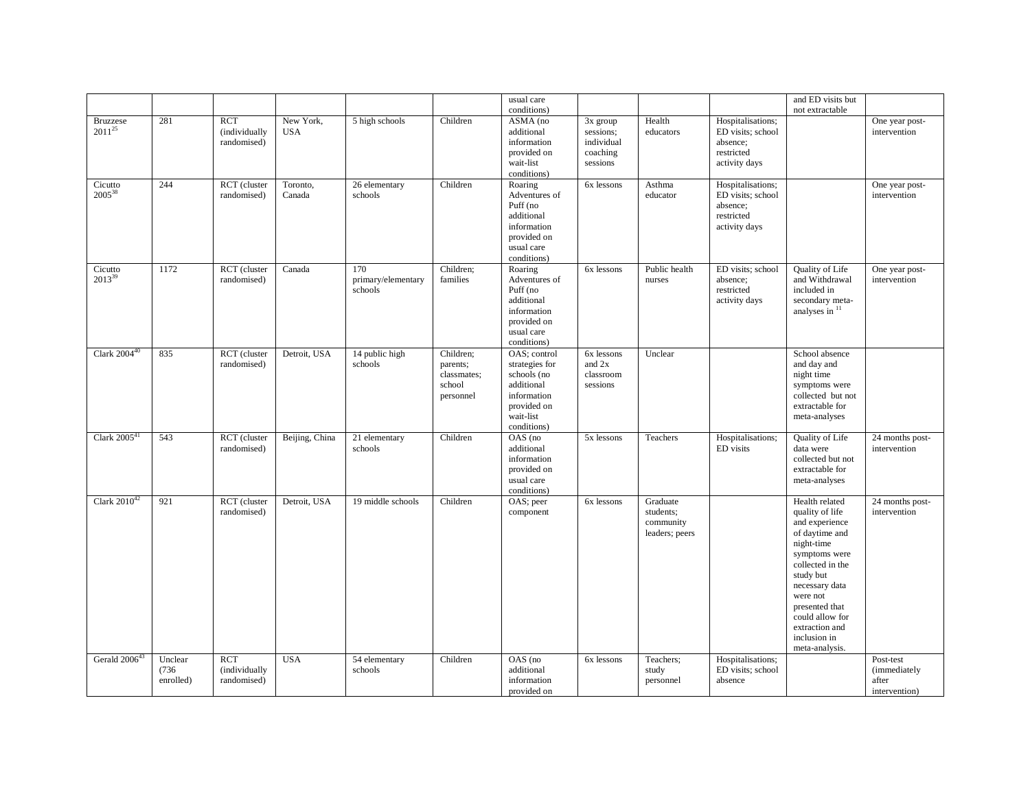| | | | | | | usual care conditions) | | | | and ED visits but not extractable | |
|---|---|---|---|---|---|---|---|---|---|---|---|
| Bruzzese 2011[25] | 281 | RCT (individually randomised) | New York, USA | 5 high schools | Children | ASMA (no additional information provided on wait-list conditions) | 3x group sessions; individual coaching sessions | Health educators | Hospitalisations; ED visits; school absence; restricted activity days | | One year post-intervention |
| Cicutto 2005[38] | 244 | RCT (cluster randomised) | Toronto, Canada | 26 elementary schools | Children | Roaring Adventures of Puff (no additional information provided on usual care conditions) | 6x lessons | Asthma educator | Hospitalisations; ED visits; school absence; restricted activity days | | One year post-intervention |
| Cicutto 2013[39] | 1172 | RCT (cluster randomised) | Canada | 170 primary/elementary schools | Children; families | Roaring Adventures of Puff (no additional information provided on usual care conditions) | 6x lessons | Public health nurses | ED visits; school absence; restricted activity days | Quality of Life and Withdrawal included in secondary meta-analyses in [11] | One year post-intervention |
| Clark 2004[40] | 835 | RCT (cluster randomised) | Detroit, USA | 14 public high schools | Children; parents; classmates; school personnel | OAS; control strategies for schools (no additional information provided on wait-list conditions) | 6x lessons and 2x classroom sessions | Unclear | | School absence and day and night time symptoms were collected but not extractable for meta-analyses | |
| Clark 2005[41] | 543 | RCT (cluster randomised) | Beijing, China | 21 elementary schools | Children | OAS (no additional information provided on usual care conditions) | 5x lessons | Teachers | Hospitalisations; ED visits | Quality of Life data were collected but not extractable for meta-analyses | 24 months post-intervention |
| Clark 2010[42] | 921 | RCT (cluster randomised) | Detroit, USA | 19 middle schools | Children | OAS; peer component | 6x lessons | Graduate students; community leaders; peers | | Health related quality of life and experience of daytime and night-time symptoms were collected in the study but necessary data were not presented that could allow for extraction and inclusion in meta-analysis. | 24 months post-intervention |
| Gerald 2006[43] | Unclear (736 enrolled) | RCT (individually randomised) | USA | 54 elementary schools | Children | OAS (no additional information provided on | 6x lessons | Teachers; study personnel | Hospitalisations; ED visits; school absence | | Post-test (immediately after intervention) |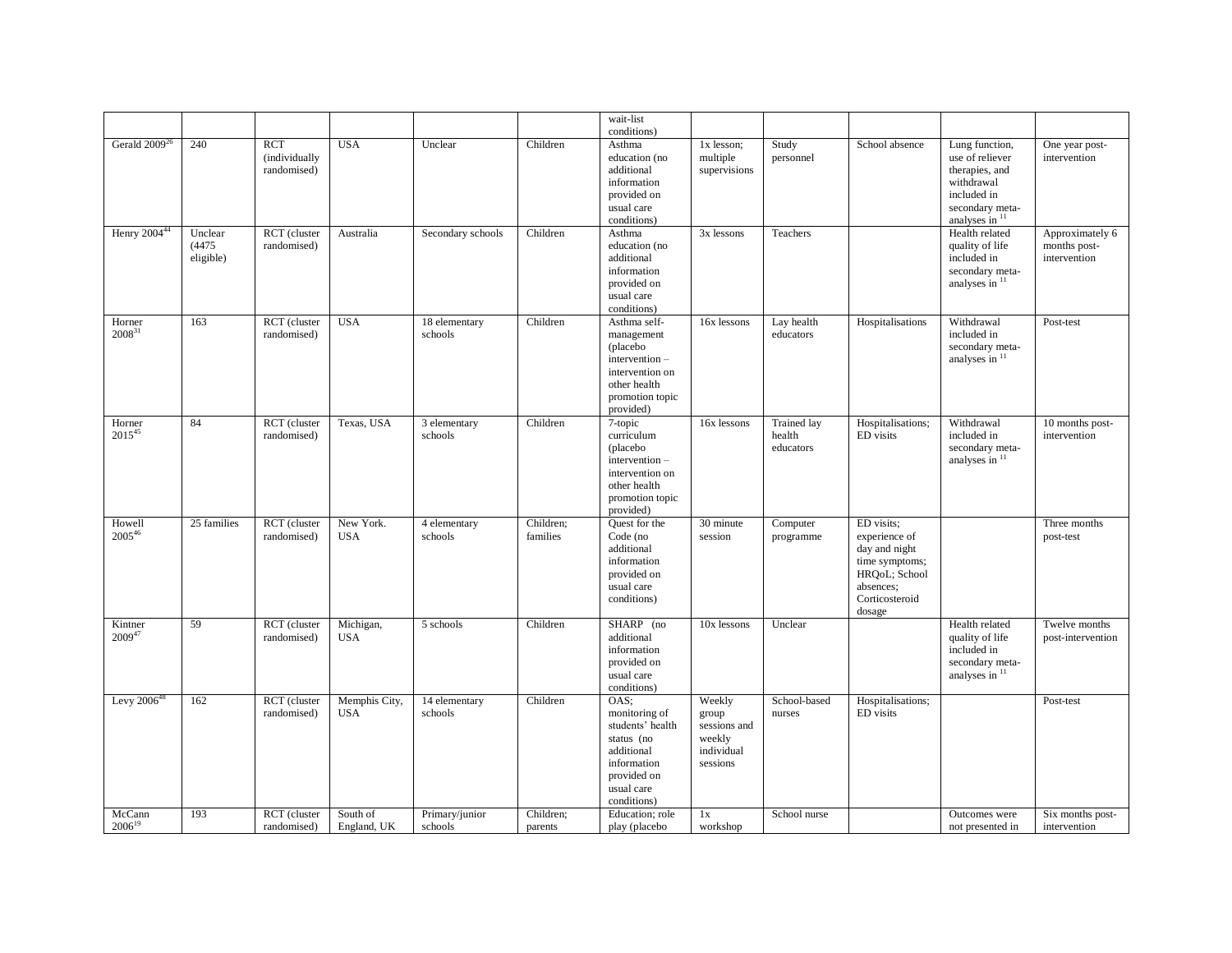| | | | | | | | | | | | |
|---|---|---|---|---|---|---|---|---|---|---|---|
| | | | | | | wait-list conditions) | | | | | |
| Gerald 2009[26] | 240 | RCT (individually randomised) | USA | Unclear | Children | Asthma education (no additional information provided on usual care conditions) | 1x lesson; multiple supervisions | Study personnel | School absence | Lung function, use of reliever therapies, and withdrawal included in secondary meta-analyses in [11] | One year post-intervention |
| Henry 2004[44] | Unclear (4475 eligible) | RCT (cluster randomised) | Australia | Secondary schools | Children | Asthma education (no additional information provided on usual care conditions) | 3x lessons | Teachers | | Health related quality of life included in secondary meta-analyses in [11] | Approximately 6 months post-intervention |
| Horner 2008[31] | 163 | RCT (cluster randomised) | USA | 18 elementary schools | Children | Asthma self-management (placebo intervention – intervention on other health promotion topic provided) | 16x lessons | Lay health educators | Hospitalisations | Withdrawal included in secondary meta-analyses in [11] | Post-test |
| Horner 2015[45] | 84 | RCT (cluster randomised) | Texas, USA | 3 elementary schools | Children | 7-topic curriculum (placebo intervention – intervention on other health promotion topic provided) | 16x lessons | Trained lay health educators | Hospitalisations; ED visits | Withdrawal included in secondary meta-analyses in [11] | 10 months post-intervention |
| Howell 2005[46] | 25 families | RCT (cluster randomised) | New York. USA | 4 elementary schools | Children; families | Quest for the Code (no additional information provided on usual care conditions) | 30 minute session | Computer programme | ED visits; experience of day and night time symptoms; HRQoL; School absences; Corticosteroid dosage | | Three months post-test |
| Kintner 2009[47] | 59 | RCT (cluster randomised) | Michigan, USA | 5 schools | Children | SHARP (no additional information provided on usual care conditions) | 10x lessons | Unclear | | Health related quality of life included in secondary meta-analyses in [11] | Twelve months post-intervention |
| Levy 2006[48] | 162 | RCT (cluster randomised) | Memphis City, USA | 14 elementary schools | Children | OAS; monitoring of students' health status (no additional information provided on usual care conditions) | Weekly group sessions and weekly individual sessions | School-based nurses | Hospitalisations; ED visits | | Post-test |
| McCann 2006[19] | 193 | RCT (cluster randomised) | South of England, UK | Primary/junior schools | Children; parents | Education; role play (placebo | 1x workshop | School nurse | | Outcomes were not presented in | Six months post-intervention |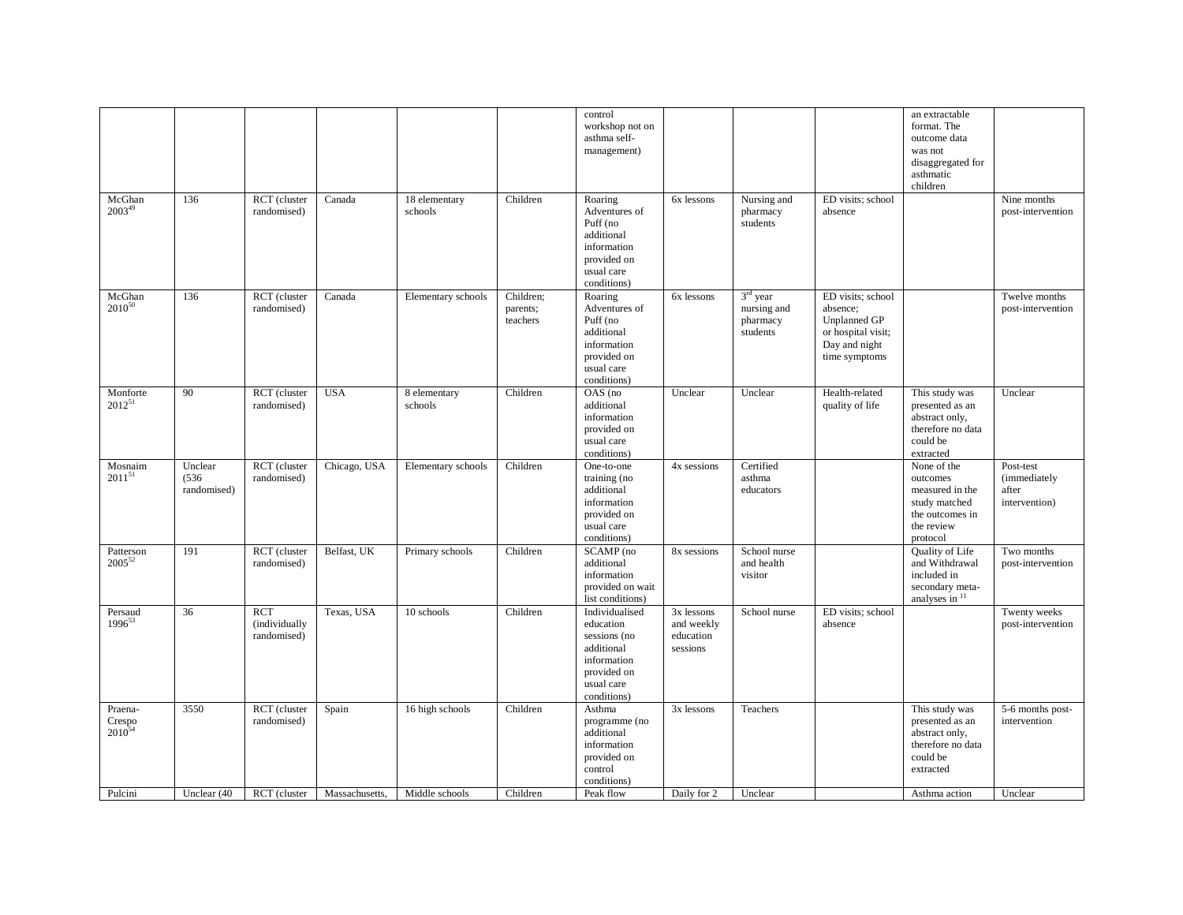| | | | | | | control workshop not on asthma self-management) | | | | an extractable format. The outcome data was not disaggregated for asthmatic children | |
|---|---|---|---|---|---|---|---|---|---|---|---|
| McGhan 2003[49] | 136 | RCT (cluster randomised) | Canada | 18 elementary schools | Children | Roaring Adventures of Puff (no additional information provided on usual care conditions) | 6x lessons | Nursing and pharmacy students | ED visits; school absence | | Nine months post-intervention |
| McGhan 2010[50] | 136 | RCT (cluster randomised) | Canada | Elementary schools | Children; parents; teachers | Roaring Adventures of Puff (no additional information provided on usual care conditions) | 6x lessons | 3rd year nursing and pharmacy students | ED visits; school absence; Unplanned GP or hospital visit; Day and night time symptoms | | Twelve months post-intervention |
| Monforte 2012[51] | 90 | RCT (cluster randomised) | USA | 8 elementary schools | Children | OAS (no additional information provided on usual care conditions) | Unclear | Unclear | Health-related quality of life | This study was presented as an abstract only, therefore no data could be extracted | Unclear |
| Mosnaim 2011[51] | Unclear (536 randomised) | RCT (cluster randomised) | Chicago, USA | Elementary schools | Children | One-to-one training (no additional information provided on usual care conditions) | 4x sessions | Certified asthma educators | | None of the outcomes measured in the study matched the outcomes in the review protocol | Post-test (immediately after intervention) |
| Patterson 2005[52] | 191 | RCT (cluster randomised) | Belfast, UK | Primary schools | Children | SCAMP (no additional information provided on wait list conditions) | 8x sessions | School nurse and health visitor | | Quality of Life and Withdrawal included in secondary meta-analyses in [11] | Two months post-intervention |
| Persaud 1996[53] | 36 | RCT (individually randomised) | Texas, USA | 10 schools | Children | Individualised education sessions (no additional information provided on usual care conditions) | 3x lessons and weekly education sessions | School nurse | ED visits; school absence | | Twenty weeks post-intervention |
| Praena-Crespo 2010[54] | 3550 | RCT (cluster randomised) | Spain | 16 high schools | Children | Asthma programme (no additional information provided on control conditions) | 3x lessons | Teachers | | This study was presented as an abstract only, therefore no data could be extracted | 5-6 months post-intervention |
| Pulcini | Unclear (40 | RCT (cluster | Massachusetts, | Middle schools | Children | Peak flow | Daily for 2 | Unclear | | Asthma action | Unclear |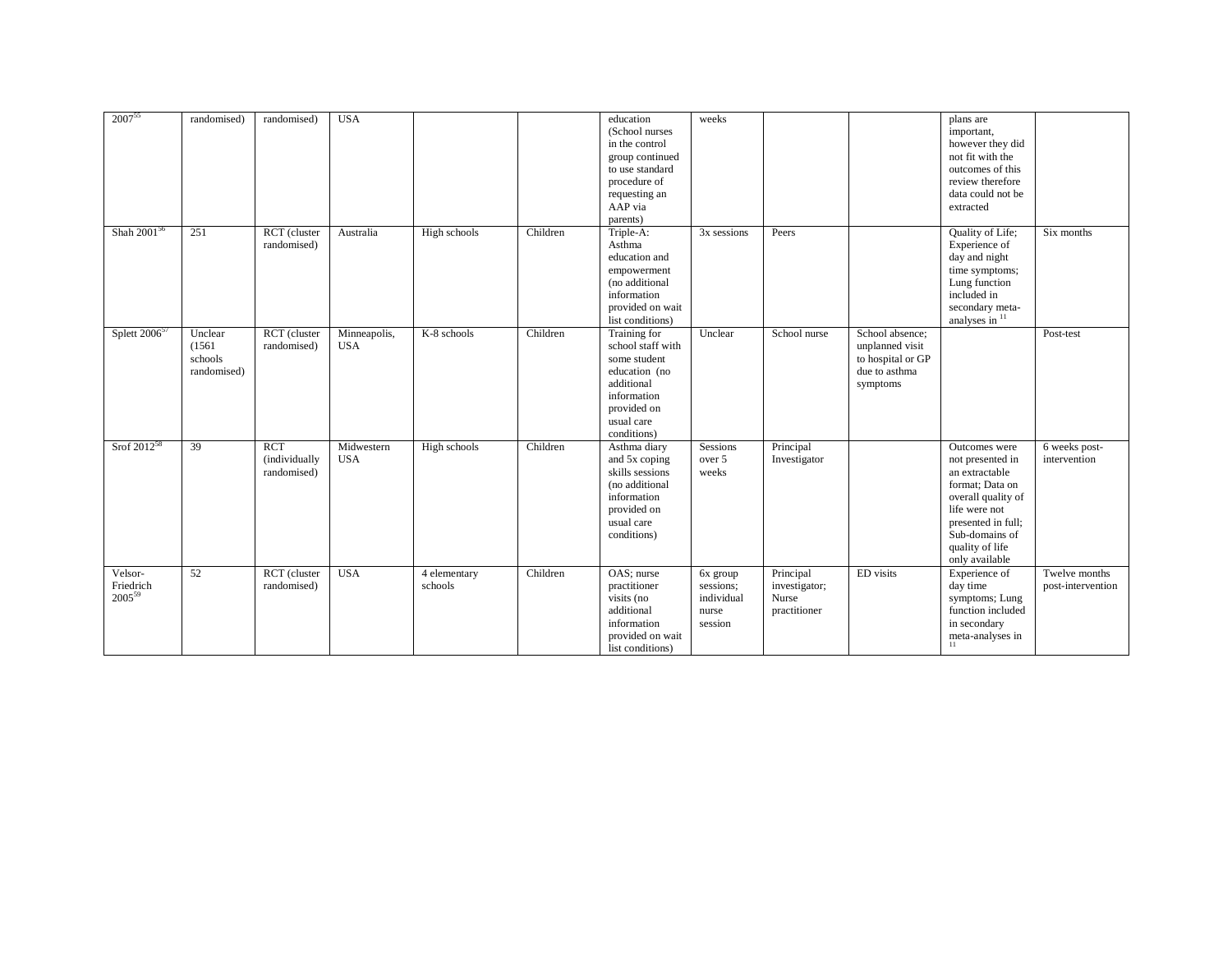| | | | | | | | | | | | |
|---|---|---|---|---|---|---|---|---|---|---|---|
| 2007[55] | randomised) | randomised) | USA | | | education (School nurses in the control group continued to use standard procedure of requesting an AAP via parents) | weeks | | | plans are important, however they did not fit with the outcomes of this review therefore data could not be extracted | |
| Shah 2001[56] | 251 | RCT (cluster randomised) | Australia | High schools | Children | Triple-A: Asthma education and empowerment (no additional information provided on wait list conditions) | 3x sessions | Peers | | Quality of Life; Experience of day and night time symptoms; Lung function included in secondary meta-analyses in [11] | Six months |
| Splett 2006[57] | Unclear (1561 schools randomised) | RCT (cluster randomised) | Minneapolis, USA | K-8 schools | Children | Training for school staff with some student education (no additional information provided on usual care conditions) | Unclear | School nurse | School absence; unplanned visit to hospital or GP due to asthma symptoms | | Post-test |
| Srof 2012[58] | 39 | RCT (individually randomised) | Midwestern USA | High schools | Children | Asthma diary and 5x coping skills sessions (no additional information provided on usual care conditions) | Sessions over 5 weeks | Principal Investigator | | Outcomes were not presented in an extractable format; Data on overall quality of life were not presented in full; Sub-domains of quality of life only available | 6 weeks post-intervention |
| Velsor-Friedrich 2005[59] | 52 | RCT (cluster randomised) | USA | 4 elementary schools | Children | OAS; nurse practitioner visits (no additional information provided on wait list conditions) | 6x group sessions; individual nurse session | Principal investigator; Nurse practitioner | ED visits | Experience of day time symptoms; Lung function included in secondary meta-analyses in [11] | Twelve months post-intervention |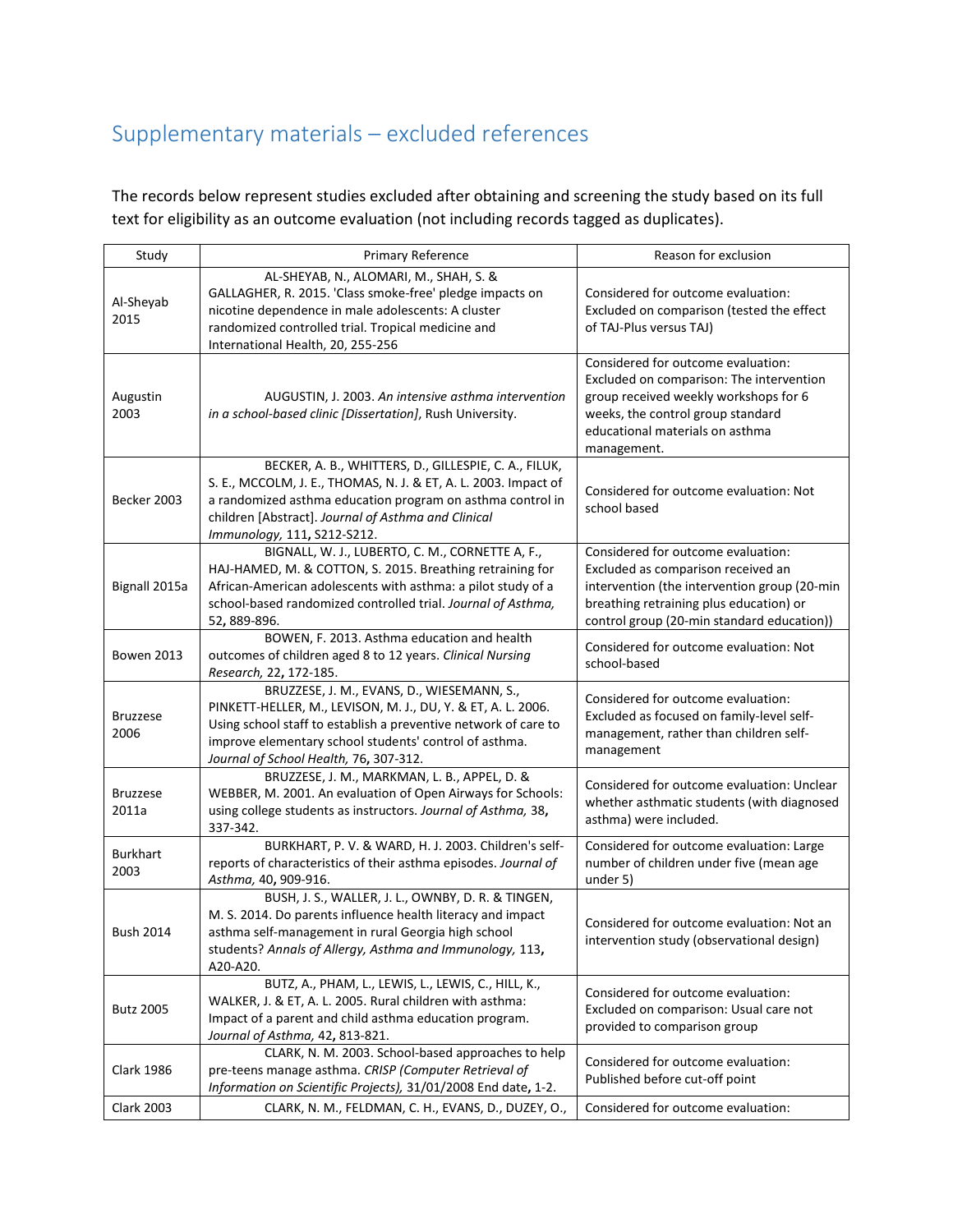# Supplementary materials – excluded references

The records below represent studies excluded after obtaining and screening the study based on its full text for eligibility as an outcome evaluation (not including records tagged as duplicates).

| Study | Primary Reference | Reason for exclusion |
|---|---|---|
| Al-Sheyab 2015 | AL-SHEYAB, N., ALOMARI, M., SHAH, S. & GALLAGHER, R. 2015. 'Class smoke-free' pledge impacts on nicotine dependence in male adolescents: A cluster randomized controlled trial. Tropical medicine and International Health, 20, 255-256 | Considered for outcome evaluation: Excluded on comparison (tested the effect of TAJ-Plus versus TAJ) |
| Augustin 2003 | AUGUSTIN, J. 2003. *An intensive asthma intervention in a school-based clinic [Dissertation]*, Rush University. | Considered for outcome evaluation: Excluded on comparison: The intervention group received weekly workshops for 6 weeks, the control group standard educational materials on asthma management. |
| Becker 2003 | BECKER, A. B., WHITTERS, D., GILLESPIE, C. A., FILUK, S. E., MCCOLM, J. E., THOMAS, N. J. & ET, A. L. 2003. Impact of a randomized asthma education program on asthma control in children [Abstract]. *Journal of Asthma and Clinical Immunology,* 111**,** S212-S212. | Considered for outcome evaluation: Not school based |
| Bignall 2015a | BIGNALL, W. J., LUBERTO, C. M., CORNETTE A, F., HAJ-HAMED, M. & COTTON, S. 2015. Breathing retraining for African-American adolescents with asthma: a pilot study of a school-based randomized controlled trial. *Journal of Asthma,* 52**,** 889-896. | Considered for outcome evaluation: Excluded as comparison received an intervention (the intervention group (20-min breathing retraining plus education) or control group (20-min standard education)) |
| Bowen 2013 | BOWEN, F. 2013. Asthma education and health outcomes of children aged 8 to 12 years. *Clinical Nursing Research,* 22**,** 172-185. | Considered for outcome evaluation: Not school-based |
| Bruzzese 2006 | BRUZZESE, J. M., EVANS, D., WIESEMANN, S., PINKETT-HELLER, M., LEVISON, M. J., DU, Y. & ET, A. L. 2006. Using school staff to establish a preventive network of care to improve elementary school students' control of asthma. *Journal of School Health,* 76**,** 307-312. | Considered for outcome evaluation: Excluded as focused on family-level self-management, rather than children self-management |
| Bruzzese 2011a | BRUZZESE, J. M., MARKMAN, L. B., APPEL, D. & WEBBER, M. 2001. An evaluation of Open Airways for Schools: using college students as instructors. *Journal of Asthma,* 38**,** 337-342. | Considered for outcome evaluation: Unclear whether asthmatic students (with diagnosed asthma) were included. |
| Burkhart 2003 | BURKHART, P. V. & WARD, H. J. 2003. Children's self-reports of characteristics of their asthma episodes. *Journal of Asthma,* 40**,** 909-916. | Considered for outcome evaluation: Large number of children under five (mean age under 5) |
| Bush 2014 | BUSH, J. S., WALLER, J. L., OWNBY, D. R. & TINGEN, M. S. 2014. Do parents influence health literacy and impact asthma self-management in rural Georgia high school students? *Annals of Allergy, Asthma and Immunology,* 113**,** A20-A20. | Considered for outcome evaluation: Not an intervention study (observational design) |
| Butz 2005 | BUTZ, A., PHAM, L., LEWIS, L., LEWIS, C., HILL, K., WALKER, J. & ET, A. L. 2005. Rural children with asthma: Impact of a parent and child asthma education program. *Journal of Asthma,* 42**,** 813-821. | Considered for outcome evaluation: Excluded on comparison: Usual care not provided to comparison group |
| Clark 1986 | CLARK, N. M. 2003. School-based approaches to help pre-teens manage asthma. *CRISP (Computer Retrieval of Information on Scientific Projects),* 31/01/2008 End date**,** 1-2. | Considered for outcome evaluation: Published before cut-off point |
| Clark 2003 | CLARK, N. M., FELDMAN, C. H., EVANS, D., DUZEY, O., | Considered for outcome evaluation: |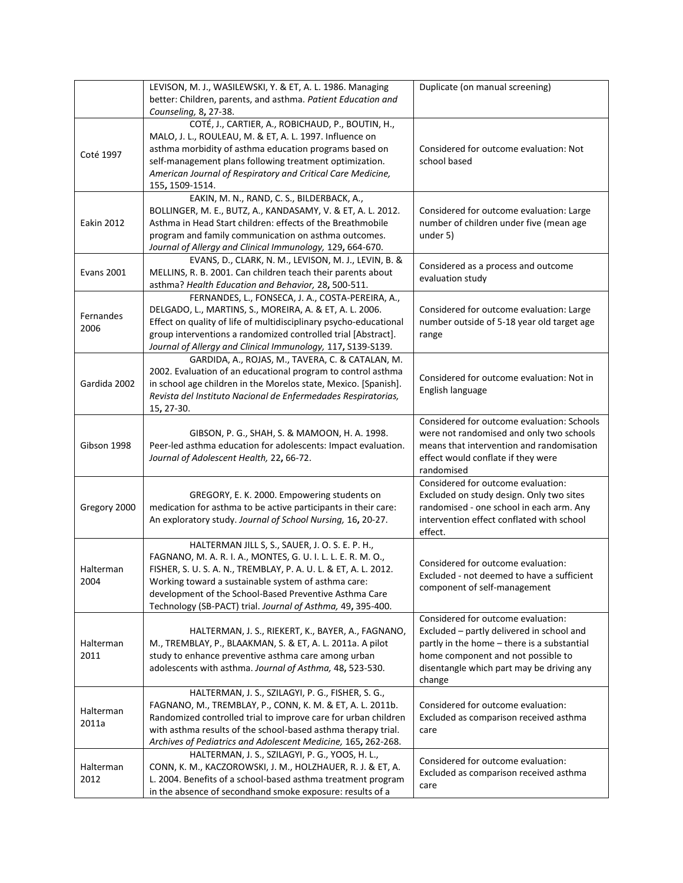| | | |
|---|---|---|
| | LEVISON, M. J., WASILEWSKI, Y. & ET, A. L. 1986. Managing better: Children, parents, and asthma. *Patient Education and Counseling,* 8**,** 27-38. | Duplicate (on manual screening) |
| Coté 1997 | COTÉ, J., CARTIER, A., ROBICHAUD, P., BOUTIN, H., MALO, J. L., ROULEAU, M. & ET, A. L. 1997. Influence on asthma morbidity of asthma education programs based on self-management plans following treatment optimization. *American Journal of Respiratory and Critical Care Medicine,* 155**,** 1509-1514. | Considered for outcome evaluation: Not school based |
| Eakin 2012 | EAKIN, M. N., RAND, C. S., BILDERBACK, A., BOLLINGER, M. E., BUTZ, A., KANDASAMY, V. & ET, A. L. 2012. Asthma in Head Start children: effects of the Breathmobile program and family communication on asthma outcomes. *Journal of Allergy and Clinical Immunology,* 129**,** 664-670. | Considered for outcome evaluation: Large number of children under five (mean age under 5) |
| Evans 2001 | EVANS, D., CLARK, N. M., LEVISON, M. J., LEVIN, B. & MELLINS, R. B. 2001. Can children teach their parents about asthma? *Health Education and Behavior,* 28**,** 500-511. | Considered as a process and outcome evaluation study |
| Fernandes 2006 | FERNANDES, L., FONSECA, J. A., COSTA-PEREIRA, A., DELGADO, L., MARTINS, S., MOREIRA, A. & ET, A. L. 2006. Effect on quality of life of multidisciplinary psycho-educational group interventions a randomized controlled trial [Abstract]. *Journal of Allergy and Clinical Immunology,* 117**,** S139-S139. | Considered for outcome evaluation: Large number outside of 5-18 year old target age range |
| Gardida 2002 | GARDIDA, A., ROJAS, M., TAVERA, C. & CATALAN, M. 2002. Evaluation of an educational program to control asthma in school age children in the Morelos state, Mexico. [Spanish]. *Revista del Instituto Nacional de Enfermedades Respiratorias,* 15**,** 27-30. | Considered for outcome evaluation: Not in English language |
| Gibson 1998 | GIBSON, P. G., SHAH, S. & MAMOON, H. A. 1998. Peer-led asthma education for adolescents: Impact evaluation. *Journal of Adolescent Health,* 22**,** 66-72. | Considered for outcome evaluation: Schools were not randomised and only two schools means that intervention and randomisation effect would conflate if they were randomised |
| Gregory 2000 | GREGORY, E. K. 2000. Empowering students on medication for asthma to be active participants in their care: An exploratory study. *Journal of School Nursing,* 16**,** 20-27. | Considered for outcome evaluation: Excluded on study design. Only two sites randomised - one school in each arm. Any intervention effect conflated with school effect. |
| Halterman 2004 | HALTERMAN JILL S, S., SAUER, J. O. S. E. P. H., FAGNANO, M. A. R. I. A., MONTES, G. U. I. L. L. E. R. M. O., FISHER, S. U. S. A. N., TREMBLAY, P. A. U. L. & ET, A. L. 2012. Working toward a sustainable system of asthma care: development of the School-Based Preventive Asthma Care Technology (SB-PACT) trial. *Journal of Asthma,* 49**,** 395-400. | Considered for outcome evaluation: Excluded - not deemed to have a sufficient component of self-management |
| Halterman 2011 | HALTERMAN, J. S., RIEKERT, K., BAYER, A., FAGNANO, M., TREMBLAY, P., BLAAKMAN, S. & ET, A. L. 2011a. A pilot study to enhance preventive asthma care among urban adolescents with asthma. *Journal of Asthma,* 48**,** 523-530. | Considered for outcome evaluation: Excluded – partly delivered in school and partly in the home – there is a substantial home component and not possible to disentangle which part may be driving any change |
| Halterman 2011a | HALTERMAN, J. S., SZILAGYI, P. G., FISHER, S. G., FAGNANO, M., TREMBLAY, P., CONN, K. M. & ET, A. L. 2011b. Randomized controlled trial to improve care for urban children with asthma results of the school-based asthma therapy trial. *Archives of Pediatrics and Adolescent Medicine,* 165**,** 262-268. | Considered for outcome evaluation: Excluded as comparison received asthma care |
| Halterman 2012 | HALTERMAN, J. S., SZILAGYI, P. G., YOOS, H. L., CONN, K. M., KACZOROWSKI, J. M., HOLZHAUER, R. J. & ET, A. L. 2004. Benefits of a school-based asthma treatment program in the absence of secondhand smoke exposure: results of a | Considered for outcome evaluation: Excluded as comparison received asthma care |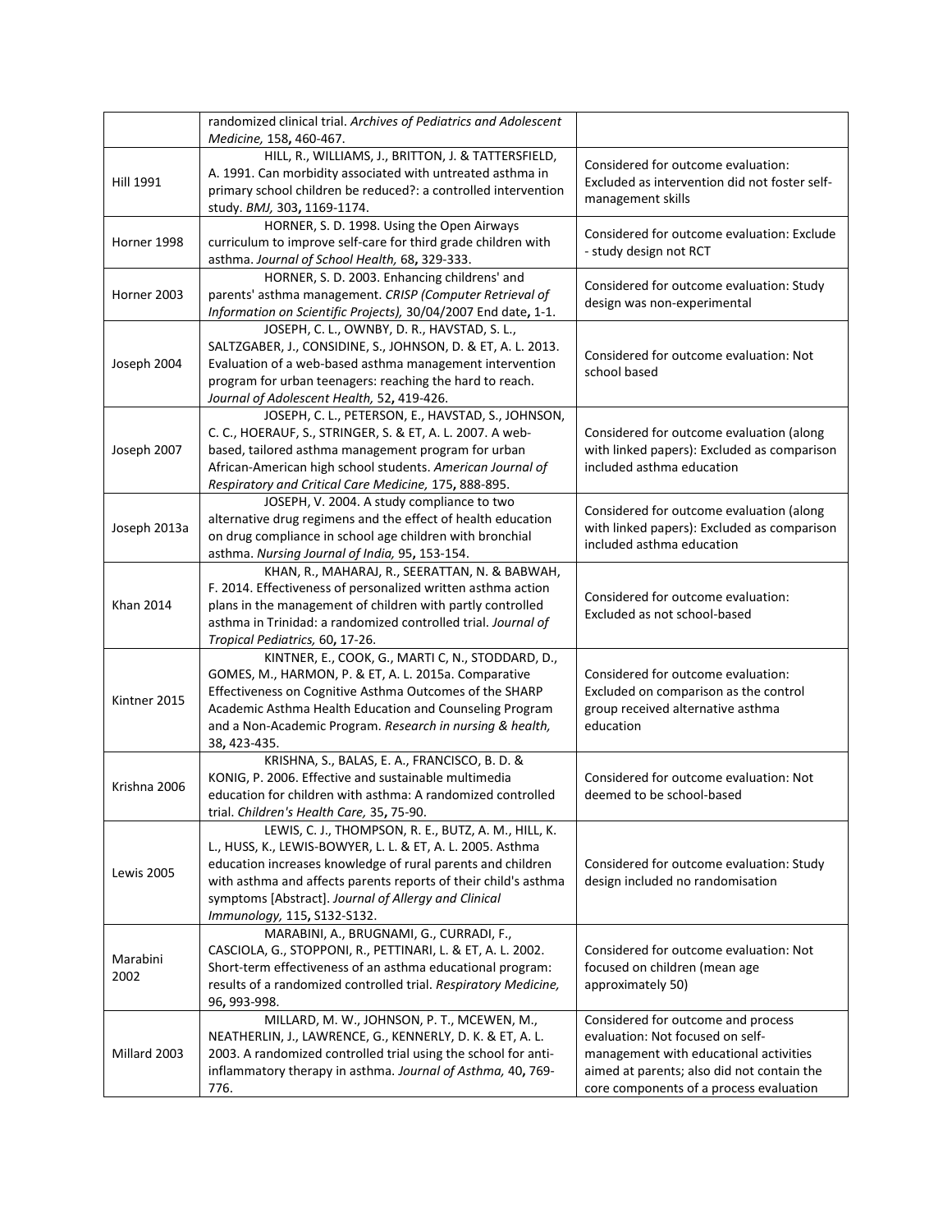| | | |
|---|---|---|
| | randomized clinical trial. *Archives of Pediatrics and Adolescent Medicine,* 158**,** 460-467. | |
| Hill 1991 | HILL, R., WILLIAMS, J., BRITTON, J. & TATTERSFIELD, A. 1991. Can morbidity associated with untreated asthma in primary school children be reduced?: a controlled intervention study. *BMJ,* 303**,** 1169-1174. | Considered for outcome evaluation: Excluded as intervention did not foster self-management skills |
| Horner 1998 | HORNER, S. D. 1998. Using the Open Airways curriculum to improve self-care for third grade children with asthma. *Journal of School Health,* 68**,** 329-333. | Considered for outcome evaluation: Exclude - study design not RCT |
| Horner 2003 | HORNER, S. D. 2003. Enhancing childrens' and parents' asthma management. *CRISP (Computer Retrieval of Information on Scientific Projects),* 30/04/2007 End date**,** 1-1. | Considered for outcome evaluation: Study design was non-experimental |
| Joseph 2004 | JOSEPH, C. L., OWNBY, D. R., HAVSTAD, S. L., SALTZGABER, J., CONSIDINE, S., JOHNSON, D. & ET, A. L. 2013. Evaluation of a web-based asthma management intervention program for urban teenagers: reaching the hard to reach. *Journal of Adolescent Health,* 52**,** 419-426. | Considered for outcome evaluation: Not school based |
| Joseph 2007 | JOSEPH, C. L., PETERSON, E., HAVSTAD, S., JOHNSON, C. C., HOERAUF, S., STRINGER, S. & ET, A. L. 2007. A web-based, tailored asthma management program for urban African-American high school students. *American Journal of Respiratory and Critical Care Medicine,* 175**,** 888-895. | Considered for outcome evaluation (along with linked papers): Excluded as comparison included asthma education |
| Joseph 2013a | JOSEPH, V. 2004. A study compliance to two alternative drug regimens and the effect of health education on drug compliance in school age children with bronchial asthma. *Nursing Journal of India,* 95**,** 153-154. | Considered for outcome evaluation (along with linked papers): Excluded as comparison included asthma education |
| Khan 2014 | KHAN, R., MAHARAJ, R., SEERATTAN, N. & BABWAH, F. 2014. Effectiveness of personalized written asthma action plans in the management of children with partly controlled asthma in Trinidad: a randomized controlled trial. *Journal of Tropical Pediatrics,* 60**,** 17-26. | Considered for outcome evaluation: Excluded as not school-based |
| Kintner 2015 | KINTNER, E., COOK, G., MARTI C, N., STODDARD, D., GOMES, M., HARMON, P. & ET, A. L. 2015a. Comparative Effectiveness on Cognitive Asthma Outcomes of the SHARP Academic Asthma Health Education and Counseling Program and a Non-Academic Program. *Research in nursing & health,* 38**,** 423-435. | Considered for outcome evaluation: Excluded on comparison as the control group received alternative asthma education |
| Krishna 2006 | KRISHNA, S., BALAS, E. A., FRANCISCO, B. D. & KONIG, P. 2006. Effective and sustainable multimedia education for children with asthma: A randomized controlled trial. *Children's Health Care,* 35**,** 75-90. | Considered for outcome evaluation: Not deemed to be school-based |
| Lewis 2005 | LEWIS, C. J., THOMPSON, R. E., BUTZ, A. M., HILL, K. L., HUSS, K., LEWIS-BOWYER, L. L. & ET, A. L. 2005. Asthma education increases knowledge of rural parents and children with asthma and affects parents reports of their child's asthma symptoms [Abstract]. *Journal of Allergy and Clinical Immunology,* 115**,** S132-S132. | Considered for outcome evaluation: Study design included no randomisation |
| Marabini 2002 | MARABINI, A., BRUGNAMI, G., CURRADI, F., CASCIOLA, G., STOPPONI, R., PETTINARI, L. & ET, A. L. 2002. Short-term effectiveness of an asthma educational program: results of a randomized controlled trial. *Respiratory Medicine,* 96**,** 993-998. | Considered for outcome evaluation: Not focused on children (mean age approximately 50) |
| Millard 2003 | MILLARD, M. W., JOHNSON, P. T., MCEWEN, M., NEATHERLIN, J., LAWRENCE, G., KENNERLY, D. K. & ET, A. L. 2003. A randomized controlled trial using the school for anti-inflammatory therapy in asthma. *Journal of Asthma,* 40**,** 769-776. | Considered for outcome and process evaluation: Not focused on self-management with educational activities aimed at parents; also did not contain the core components of a process evaluation |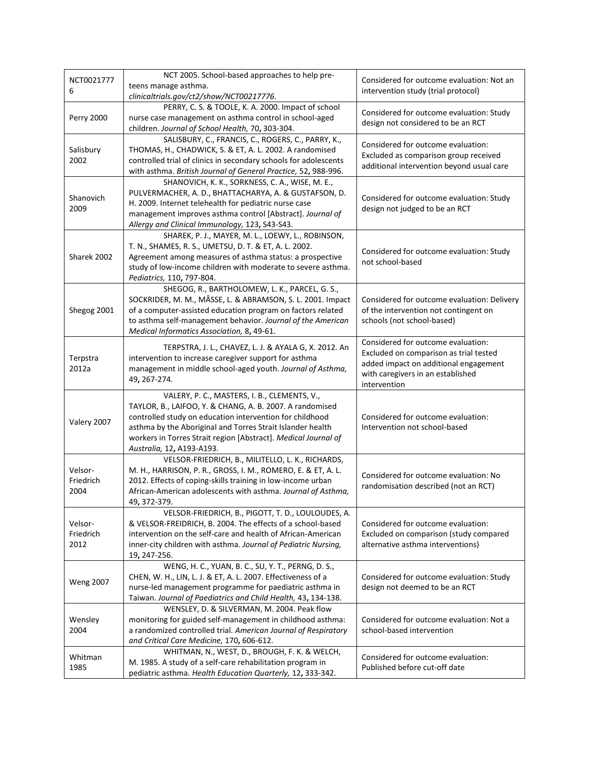| | | |
|---|---|---|
| NCT00217776 | NCT 2005. School-based approaches to help pre-teens manage asthma. *clinicaltrials.gov/ct2/show/NCT00217776.* | Considered for outcome evaluation: Not an intervention study (trial protocol) |
| Perry 2000 | PERRY, C. S. & TOOLE, K. A. 2000. Impact of school nurse case management on asthma control in school-aged children. *Journal of School Health,* 70**,** 303-304. | Considered for outcome evaluation: Study design not considered to be an RCT |
| Salisbury 2002 | SALISBURY, C., FRANCIS, C., ROGERS, C., PARRY, K., THOMAS, H., CHADWICK, S. & ET, A. L. 2002. A randomised controlled trial of clinics in secondary schools for adolescents with asthma. *British Journal of General Practice,* 52**,** 988-996. | Considered for outcome evaluation: Excluded as comparison group received additional intervention beyond usual care |
| Shanovich 2009 | SHANOVICH, K. K., SORKNESS, C. A., WISE, M. E., PULVERMACHER, A. D., BHATTACHARYA, A. & GUSTAFSON, D. H. 2009. Internet telehealth for pediatric nurse case management improves asthma control [Abstract]. *Journal of Allergy and Clinical Immunology,* 123**,** S43-S43. | Considered for outcome evaluation: Study design not judged to be an RCT |
| Sharek 2002 | SHAREK, P. J., MAYER, M. L., LOEWY, L., ROBINSON, T. N., SHAMES, R. S., UMETSU, D. T. & ET, A. L. 2002. Agreement among measures of asthma status: a prospective study of low-income children with moderate to severe asthma. *Pediatrics,* 110**,** 797-804. | Considered for outcome evaluation: Study not school-based |
| Shegog 2001 | SHEGOG, R., BARTHOLOMEW, L. K., PARCEL, G. S., SOCKRIDER, M. M., MÂSSE, L. & ABRAMSON, S. L. 2001. Impact of a computer-assisted education program on factors related to asthma self-management behavior. *Journal of the American Medical Informatics Association,* 8**,** 49-61. | Considered for outcome evaluation: Delivery of the intervention not contingent on schools (not school-based) |
| Terpstra 2012a | TERPSTRA, J. L., CHAVEZ, L. J. & AYALA G, X. 2012. An intervention to increase caregiver support for asthma management in middle school-aged youth. *Journal of Asthma,* 49**,** 267-274. | Considered for outcome evaluation: Excluded on comparison as trial tested added impact on additional engagement with caregivers in an established intervention |
| Valery 2007 | VALERY, P. C., MASTERS, I. B., CLEMENTS, V., TAYLOR, B., LAIFOO, Y. & CHANG, A. B. 2007. A randomised controlled study on education intervention for childhood asthma by the Aboriginal and Torres Strait Islander health workers in Torres Strait region [Abstract]. *Medical Journal of Australia,* 12**,** A193-A193. | Considered for outcome evaluation: Intervention not school-based |
| Velsor-Friedrich 2004 | VELSOR-FRIEDRICH, B., MILITELLO, L. K., RICHARDS, M. H., HARRISON, P. R., GROSS, I. M., ROMERO, E. & ET, A. L. 2012. Effects of coping-skills training in low-income urban African-American adolescents with asthma. *Journal of Asthma,* 49**,** 372-379. | Considered for outcome evaluation: No randomisation described (not an RCT) |
| Velsor-Friedrich 2012 | VELSOR-FRIEDRICH, B., PIGOTT, T. D., LOULOUDES, A. & VELSOR-FREIDRICH, B. 2004. The effects of a school-based intervention on the self-care and health of African-American inner-city children with asthma. *Journal of Pediatric Nursing,* 19**,** 247-256. | Considered for outcome evaluation: Excluded on comparison (study compared alternative asthma interventions) |
| Weng 2007 | WENG, H. C., YUAN, B. C., SU, Y. T., PERNG, D. S., CHEN, W. H., LIN, L. J. & ET, A. L. 2007. Effectiveness of a nurse-led management programme for paediatric asthma in Taiwan. *Journal of Paediatrics and Child Health,* 43**,** 134-138. | Considered for outcome evaluation: Study design not deemed to be an RCT |
| Wensley 2004 | WENSLEY, D. & SILVERMAN, M. 2004. Peak flow monitoring for guided self-management in childhood asthma: a randomized controlled trial. *American Journal of Respiratory and Critical Care Medicine,* 170**,** 606-612. | Considered for outcome evaluation: Not a school-based intervention |
| Whitman 1985 | WHITMAN, N., WEST, D., BROUGH, F. K. & WELCH, M. 1985. A study of a self-care rehabilitation program in pediatric asthma. *Health Education Quarterly,* 12**,** 333-342. | Considered for outcome evaluation: Published before cut-off date |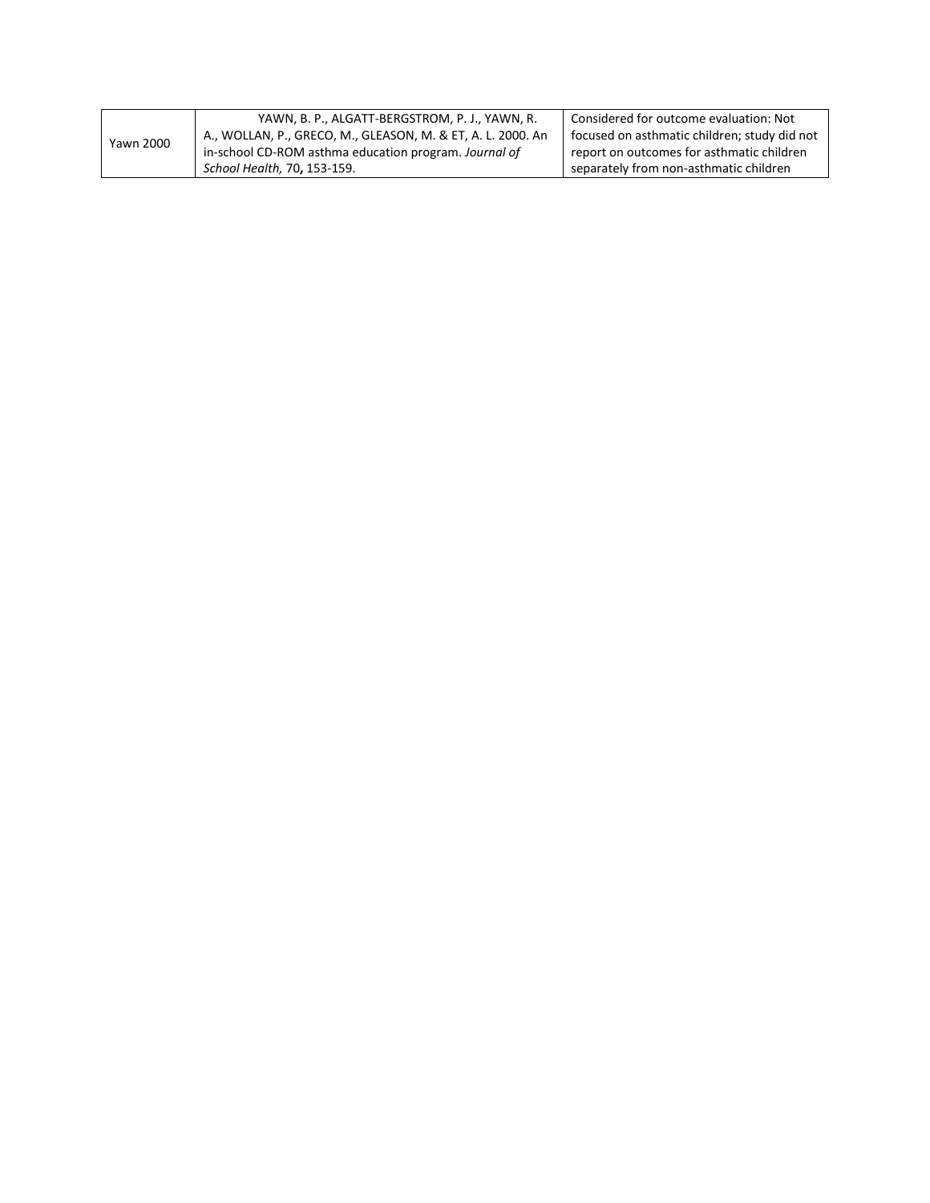| | | |
|---|---|---|
| Yawn 2000 | YAWN, B. P., ALGATT-BERGSTROM, P. J., YAWN, R. A., WOLLAN, P., GRECO, M., GLEASON, M. & ET, A. L. 2000. An in-school CD-ROM asthma education program. *Journal of School Health,* 70, 153-159. | Considered for outcome evaluation: Not focused on asthmatic children; study did not report on outcomes for asthmatic children separately from non-asthmatic children |